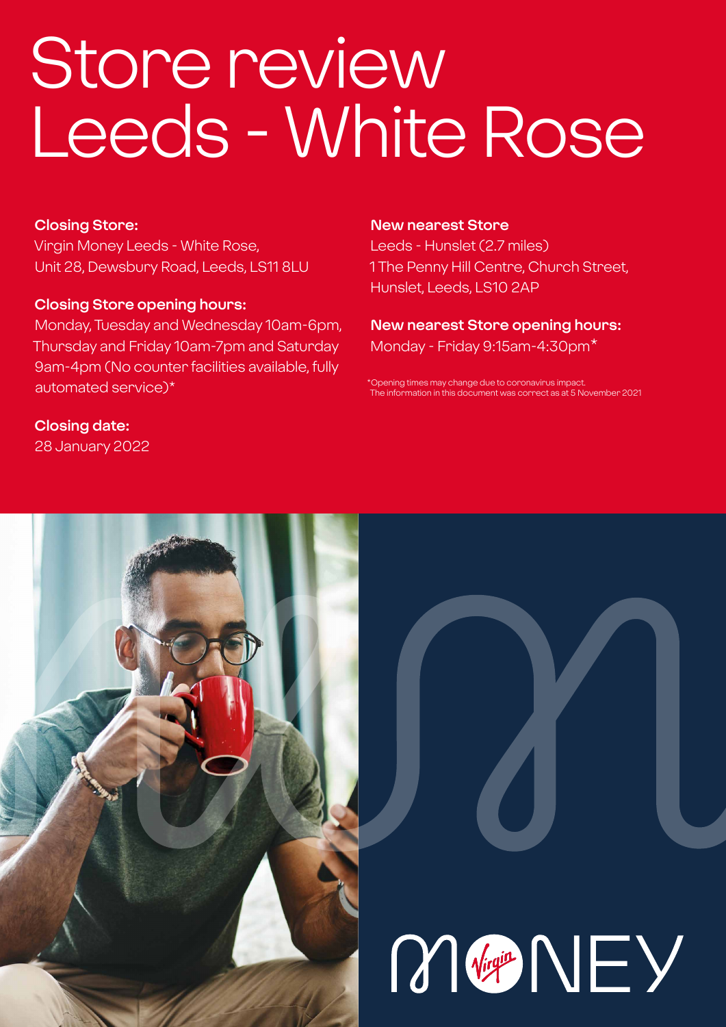# Store review Leeds - White Rose

**Closing Store:**
Virgin Money Leeds - White Rose,
Unit 28, Dewsbury Road, Leeds, LS11 8LU

**Closing Store opening hours:**
Monday, Tuesday and Wednesday 10am-6pm, Thursday and Friday 10am-7pm and Saturday 9am-4pm (No counter facilities available, fully automated service)*

**Closing date:**
28 January 2022

**New nearest Store**
Leeds - Hunslet (2.7 miles)
1 The Penny Hill Centre, Church Street, Hunslet, Leeds, LS10 2AP

**New nearest Store opening hours:**
Monday - Friday 9:15am-4:30pm*

*Opening times may change due to coronavirus impact.
The information in this document was correct as at 5 November 2021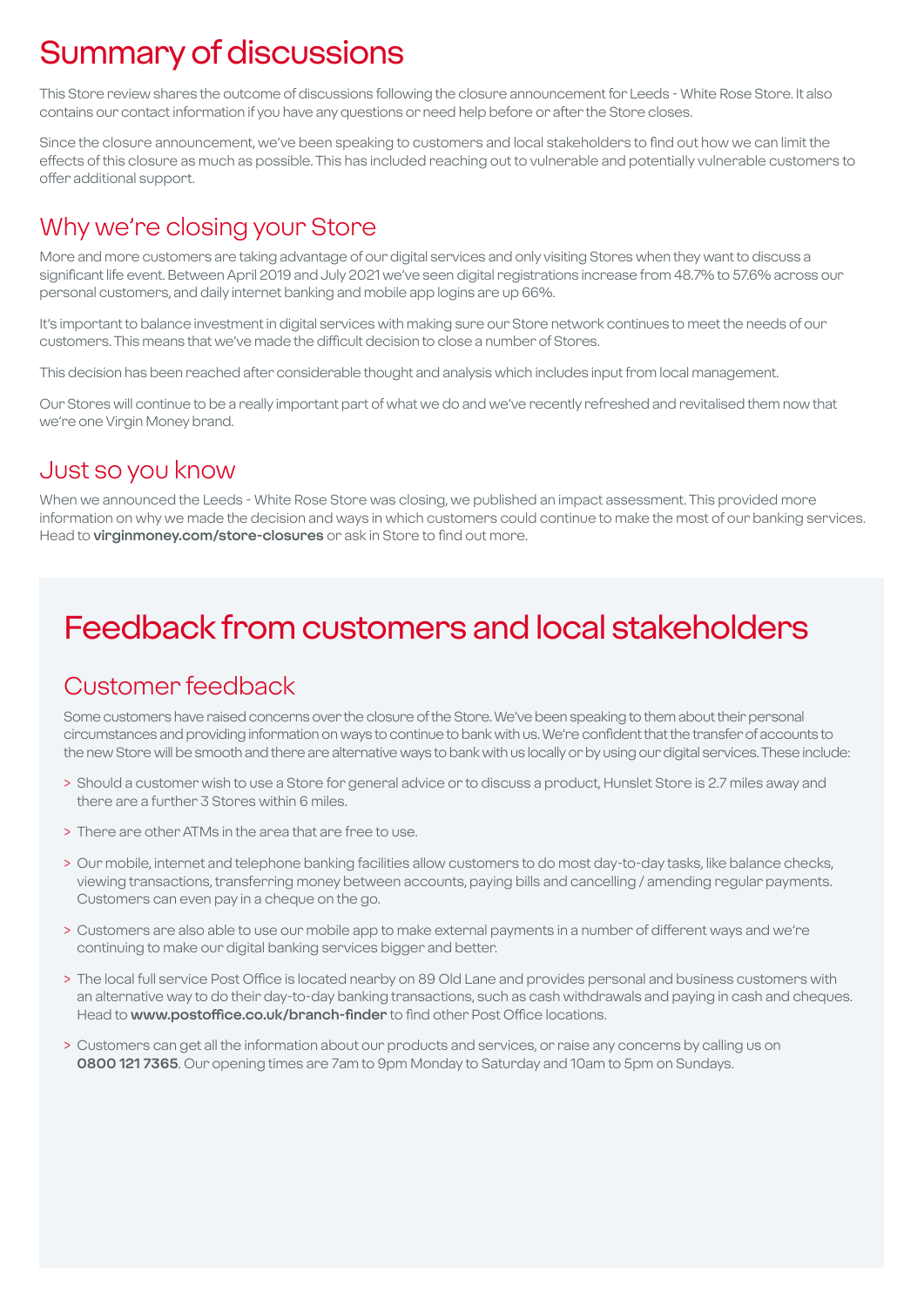# Summary of discussions

This Store review shares the outcome of discussions following the closure announcement for Leeds - White Rose Store. It also contains our contact information if you have any questions or need help before or after the Store closes.

Since the closure announcement, we've been speaking to customers and local stakeholders to find out how we can limit the effects of this closure as much as possible. This has included reaching out to vulnerable and potentially vulnerable customers to offer additional support.

## Why we're closing your Store

More and more customers are taking advantage of our digital services and only visiting Stores when they want to discuss a significant life event. Between April 2019 and July 2021 we've seen digital registrations increase from 48.7% to 57.6% across our personal customers, and daily internet banking and mobile app logins are up 66%.

It's important to balance investment in digital services with making sure our Store network continues to meet the needs of our customers. This means that we've made the difficult decision to close a number of Stores.

This decision has been reached after considerable thought and analysis which includes input from local management.

Our Stores will continue to be a really important part of what we do and we've recently refreshed and revitalised them now that we're one Virgin Money brand.

## Just so you know

When we announced the Leeds - White Rose Store was closing, we published an impact assessment. This provided more information on why we made the decision and ways in which customers could continue to make the most of our banking services. Head to **virginmoney.com/store-closures** or ask in Store to find out more.

# Feedback from customers and local stakeholders

## Customer feedback

Some customers have raised concerns over the closure of the Store. We've been speaking to them about their personal circumstances and providing information on ways to continue to bank with us. We're confident that the transfer of accounts to the new Store will be smooth and there are alternative ways to bank with us locally or by using our digital services. These include:

> Should a customer wish to use a Store for general advice or to discuss a product, Hunslet Store is 2.7 miles away and there are a further 3 Stores within 6 miles.

> There are other ATMs in the area that are free to use.

> Our mobile, internet and telephone banking facilities allow customers to do most day-to-day tasks, like balance checks, viewing transactions, transferring money between accounts, paying bills and cancelling / amending regular payments. Customers can even pay in a cheque on the go.

> Customers are also able to use our mobile app to make external payments in a number of different ways and we're continuing to make our digital banking services bigger and better.

> The local full service Post Office is located nearby on 89 Old Lane and provides personal and business customers with an alternative way to do their day-to-day banking transactions, such as cash withdrawals and paying in cash and cheques. Head to **www.postoffice.co.uk/branch-finder** to find other Post Office locations.

> Customers can get all the information about our products and services, or raise any concerns by calling us on **0800 121 7365**. Our opening times are 7am to 9pm Monday to Saturday and 10am to 5pm on Sundays.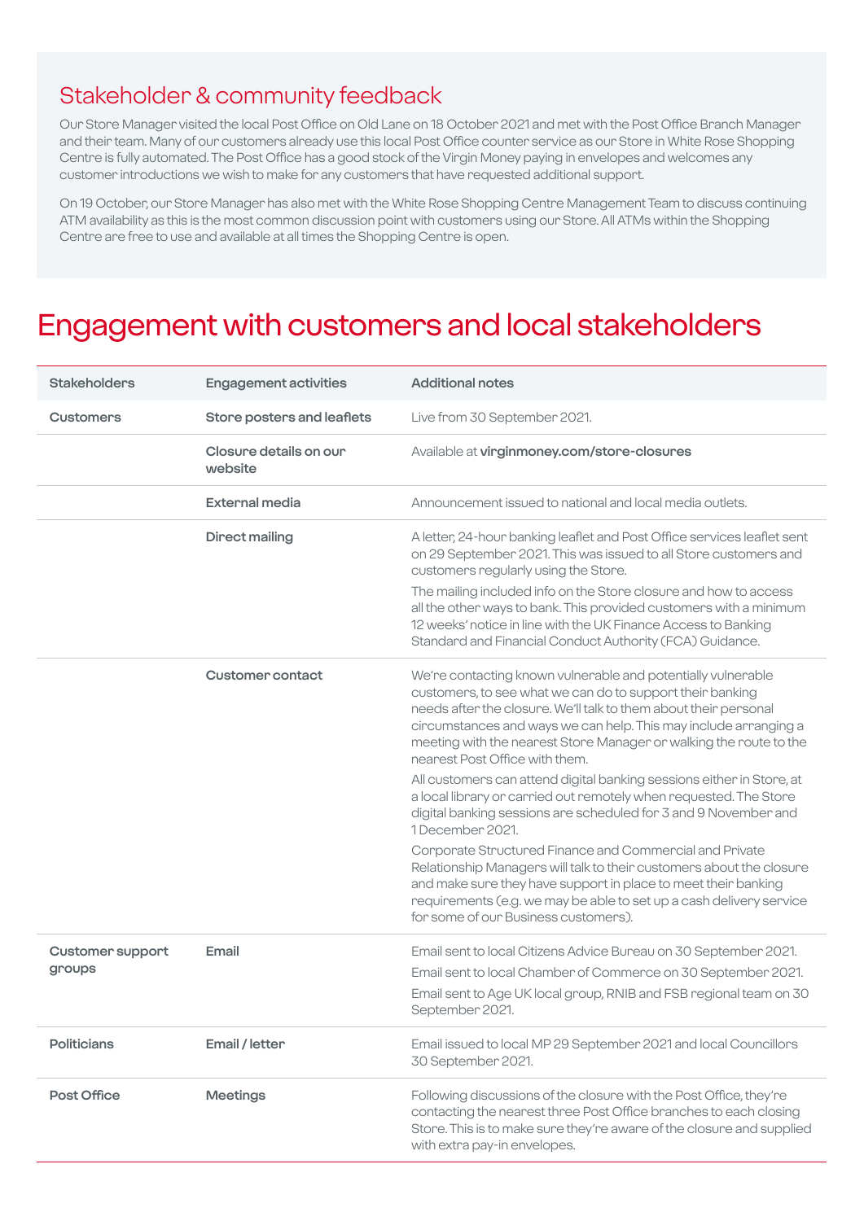## Stakeholder & community feedback

Our Store Manager visited the local Post Office on Old Lane on 18 October 2021 and met with the Post Office Branch Manager and their team. Many of our customers already use this local Post Office counter service as our Store in White Rose Shopping Centre is fully automated. The Post Office has a good stock of the Virgin Money paying in envelopes and welcomes any customer introductions we wish to make for any customers that have requested additional support.

On 19 October, our Store Manager has also met with the White Rose Shopping Centre Management Team to discuss continuing ATM availability as this is the most common discussion point with customers using our Store. All ATMs within the Shopping Centre are free to use and available at all times the Shopping Centre is open.

# Engagement with customers and local stakeholders

| Stakeholders | Engagement activities | Additional notes |
|---|---|---|
| **Customers** | **Store posters and leaflets** | Live from 30 September 2021. |
| | **Closure details on our website** | Available at **virginmoney.com/store-closures** |
| | **External media** | Announcement issued to national and local media outlets. |
| | **Direct mailing** | A letter, 24-hour banking leaflet and Post Office services leaflet sent on 29 September 2021. This was issued to all Store customers and customers regularly using the Store.<br><br>The mailing included info on the Store closure and how to access all the other ways to bank. This provided customers with a minimum 12 weeks' notice in line with the UK Finance Access to Banking Standard and Financial Conduct Authority (FCA) Guidance. |
| | **Customer contact** | We're contacting known vulnerable and potentially vulnerable customers, to see what we can do to support their banking needs after the closure. We'll talk to them about their personal circumstances and ways we can help. This may include arranging a meeting with the nearest Store Manager or walking the route to the nearest Post Office with them.<br><br>All customers can attend digital banking sessions either in Store, at a local library or carried out remotely when requested. The Store digital banking sessions are scheduled for 3 and 9 November and 1 December 2021.<br><br>Corporate Structured Finance and Commercial and Private Relationship Managers will talk to their customers about the closure and make sure they have support in place to meet their banking requirements (e.g. we may be able to set up a cash delivery service for some of our Business customers). |
| **Customer support groups** | **Email** | Email sent to local Citizens Advice Bureau on 30 September 2021.<br><br>Email sent to local Chamber of Commerce on 30 September 2021.<br><br>Email sent to Age UK local group, RNIB and FSB regional team on 30 September 2021. |
| **Politicians** | **Email / letter** | Email issued to local MP 29 September 2021 and local Councillors 30 September 2021. |
| **Post Office** | **Meetings** | Following discussions of the closure with the Post Office, they're contacting the nearest three Post Office branches to each closing Store. This is to make sure they're aware of the closure and supplied with extra pay-in envelopes. |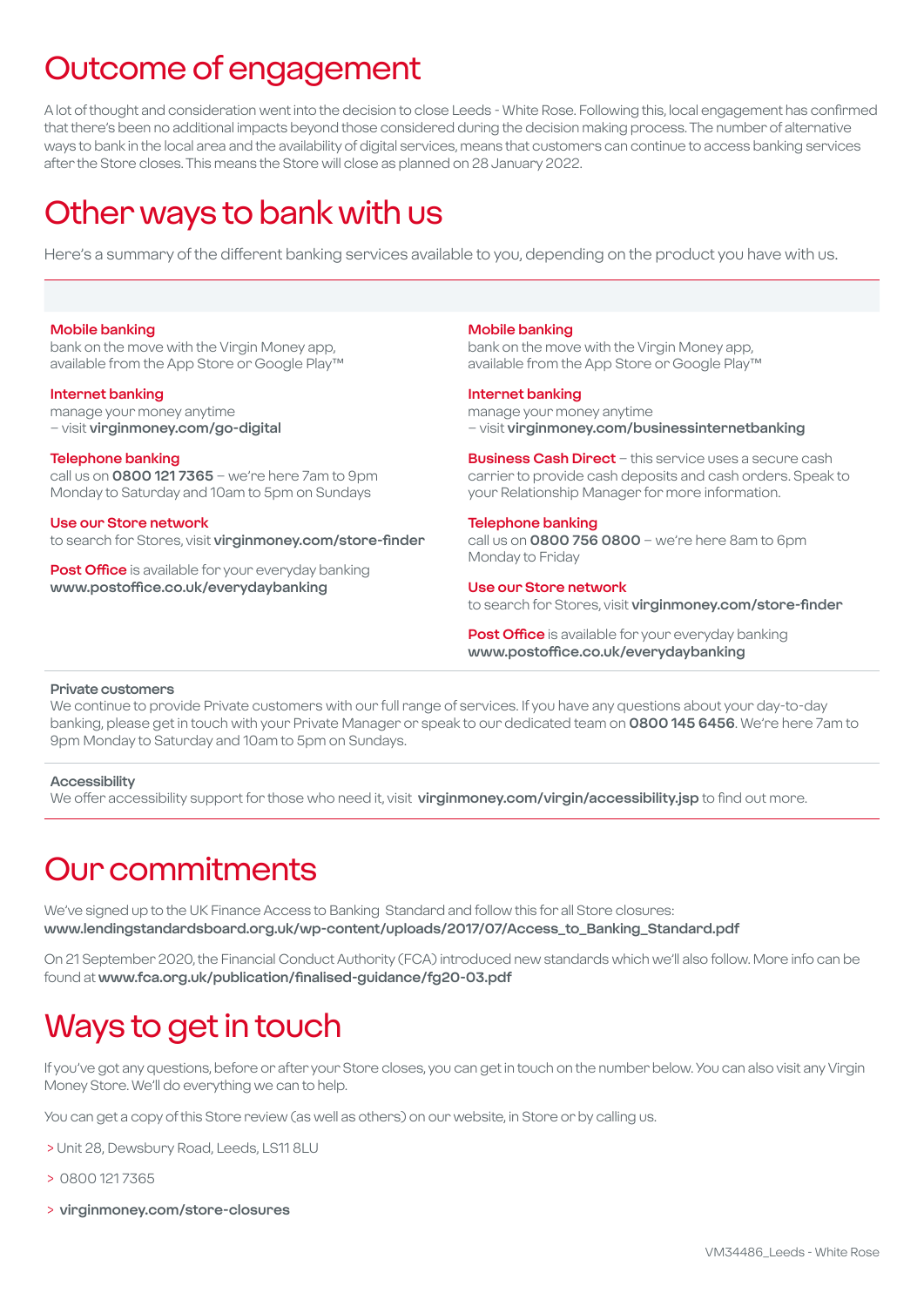# Outcome of engagement

A lot of thought and consideration went into the decision to close Leeds - White Rose. Following this, local engagement has confirmed that there's been no additional impacts beyond those considered during the decision making process. The number of alternative ways to bank in the local area and the availability of digital services, means that customers can continue to access banking services after the Store closes. This means the Store will close as planned on 28 January 2022.

# Other ways to bank with us

Here's a summary of the different banking services available to you, depending on the product you have with us.

**Mobile banking**
bank on the move with the Virgin Money app, available from the App Store or Google Play™

**Internet banking**
manage your money anytime – visit **virginmoney.com/go-digital**

**Telephone banking**
call us on **0800 121 7365** – we're here 7am to 9pm Monday to Saturday and 10am to 5pm on Sundays

**Use our Store network**
to search for Stores, visit **virginmoney.com/store-finder**

**Post Office** is available for your everyday banking **www.postoffice.co.uk/everydaybanking**

**Mobile banking**
bank on the move with the Virgin Money app, available from the App Store or Google Play™

**Internet banking**
manage your money anytime – visit **virginmoney.com/businessinternetbanking**

**Business Cash Direct** – this service uses a secure cash carrier to provide cash deposits and cash orders. Speak to your Relationship Manager for more information.

**Telephone banking**
call us on **0800 756 0800** – we're here 8am to 6pm Monday to Friday

**Use our Store network**
to search for Stores, visit **virginmoney.com/store-finder**

**Post Office** is available for your everyday banking **www.postoffice.co.uk/everydaybanking**

**Private customers**
We continue to provide Private customers with our full range of services. If you have any questions about your day-to-day banking, please get in touch with your Private Manager or speak to our dedicated team on **0800 145 6456**. We're here 7am to 9pm Monday to Saturday and 10am to 5pm on Sundays.

**Accessibility**
We offer accessibility support for those who need it, visit **virginmoney.com/virgin/accessibility.jsp** to find out more.

# Our commitments

We've signed up to the UK Finance Access to Banking Standard and follow this for all Store closures: **www.lendingstandardsboard.org.uk/wp-content/uploads/2017/07/Access_to_Banking_Standard.pdf**

On 21 September 2020, the Financial Conduct Authority (FCA) introduced new standards which we'll also follow. More info can be found at **www.fca.org.uk/publication/finalised-guidance/fg20-03.pdf**

# Ways to get in touch

If you've got any questions, before or after your Store closes, you can get in touch on the number below. You can also visit any Virgin Money Store. We'll do everything we can to help.

You can get a copy of this Store review (as well as others) on our website, in Store or by calling us.

> Unit 28, Dewsbury Road, Leeds, LS11 8LU

> 0800 121 7365

> **virginmoney.com/store-closures**

VM34486_Leeds - White Rose